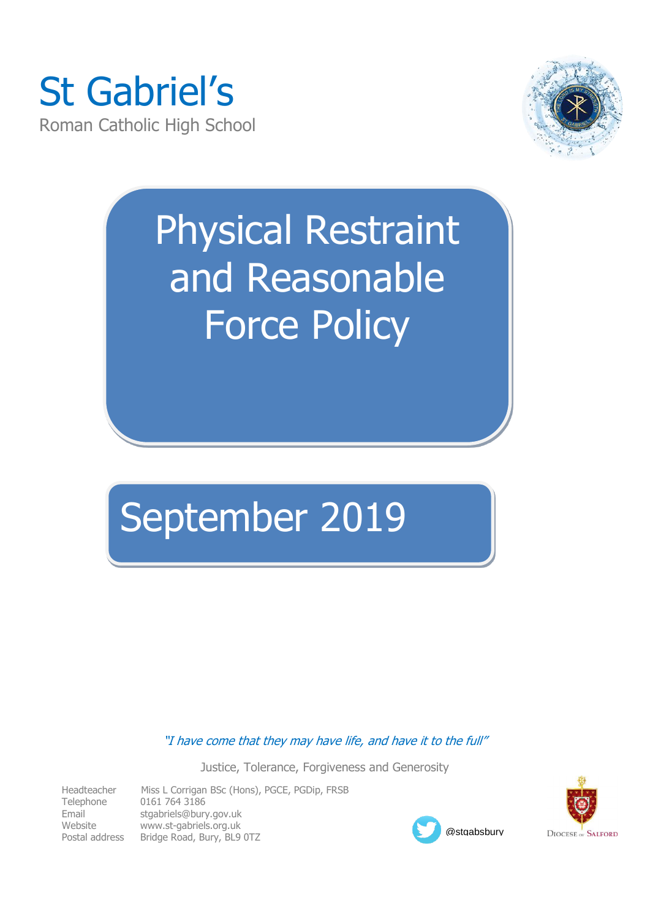St Gabriel's

Roman Catholic High School

# Physical Restraint and Reasonable Force Policy

## September 2019

*"I have come that they may have life, and have it to the full"*

Justice, Tolerance, Forgiveness and Generosity

Headteacher Miss L Corrigan BSc (Hons), PGCE, PGDip, FRSB
Telephone 0161 764 3186
Email stgabriels@bury.gov.uk
Website www.st-gabriels.org.uk
Postal address Bridge Road, Bury, BL9 0TZ

@stgabsbury

Diocese of Salford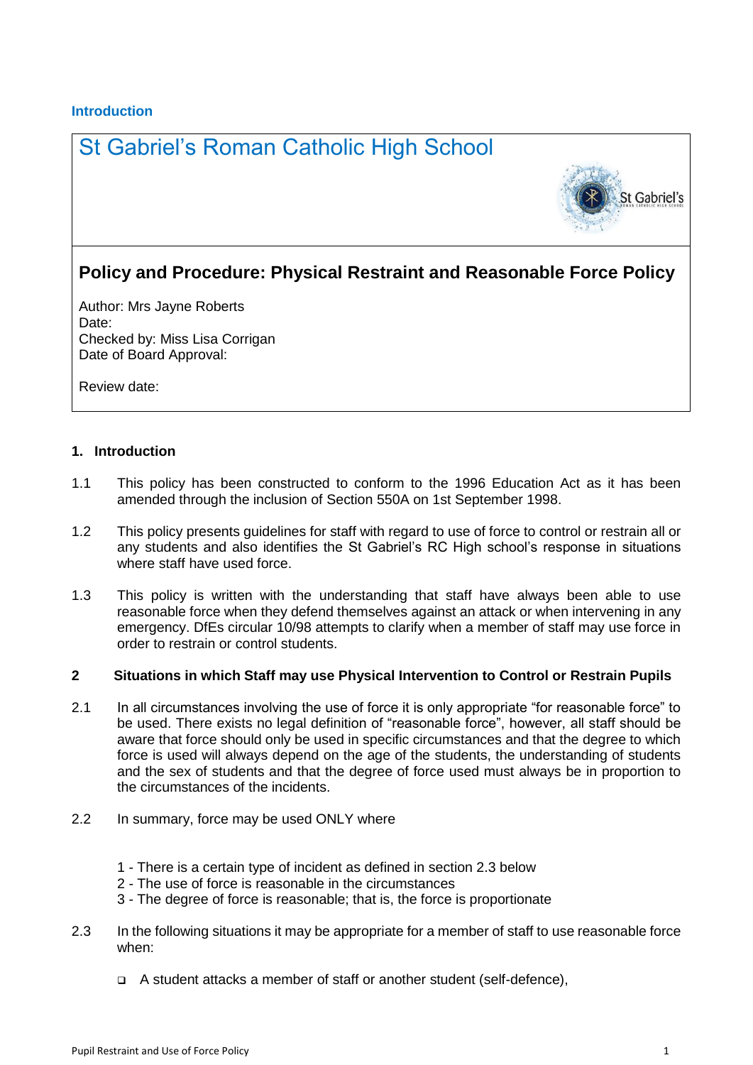**Introduction**

# St Gabriel's Roman Catholic High School

## Policy and Procedure: Physical Restraint and Reasonable Force Policy

Author: Mrs Jayne Roberts
Date:
Checked by: Miss Lisa Corrigan
Date of Board Approval:

Review date:

### 1. Introduction

1.1 This policy has been constructed to conform to the 1996 Education Act as it has been amended through the inclusion of Section 550A on 1st September 1998.

1.2 This policy presents guidelines for staff with regard to use of force to control or restrain all or any students and also identifies the St Gabriel's RC High school's response in situations where staff have used force.

1.3 This policy is written with the understanding that staff have always been able to use reasonable force when they defend themselves against an attack or when intervening in any emergency. DfEs circular 10/98 attempts to clarify when a member of staff may use force in order to restrain or control students.

### 2 Situations in which Staff may use Physical Intervention to Control or Restrain Pupils

2.1 In all circumstances involving the use of force it is only appropriate "for reasonable force" to be used. There exists no legal definition of "reasonable force", however, all staff should be aware that force should only be used in specific circumstances and that the degree to which force is used will always depend on the age of the students, the understanding of students and the sex of students and that the degree of force used must always be in proportion to the circumstances of the incidents.

2.2 In summary, force may be used ONLY where

1 - There is a certain type of incident as defined in section 2.3 below
2 - The use of force is reasonable in the circumstances
3 - The degree of force is reasonable; that is, the force is proportionate

2.3 In the following situations it may be appropriate for a member of staff to use reasonable force when:

- A student attacks a member of staff or another student (self-defence),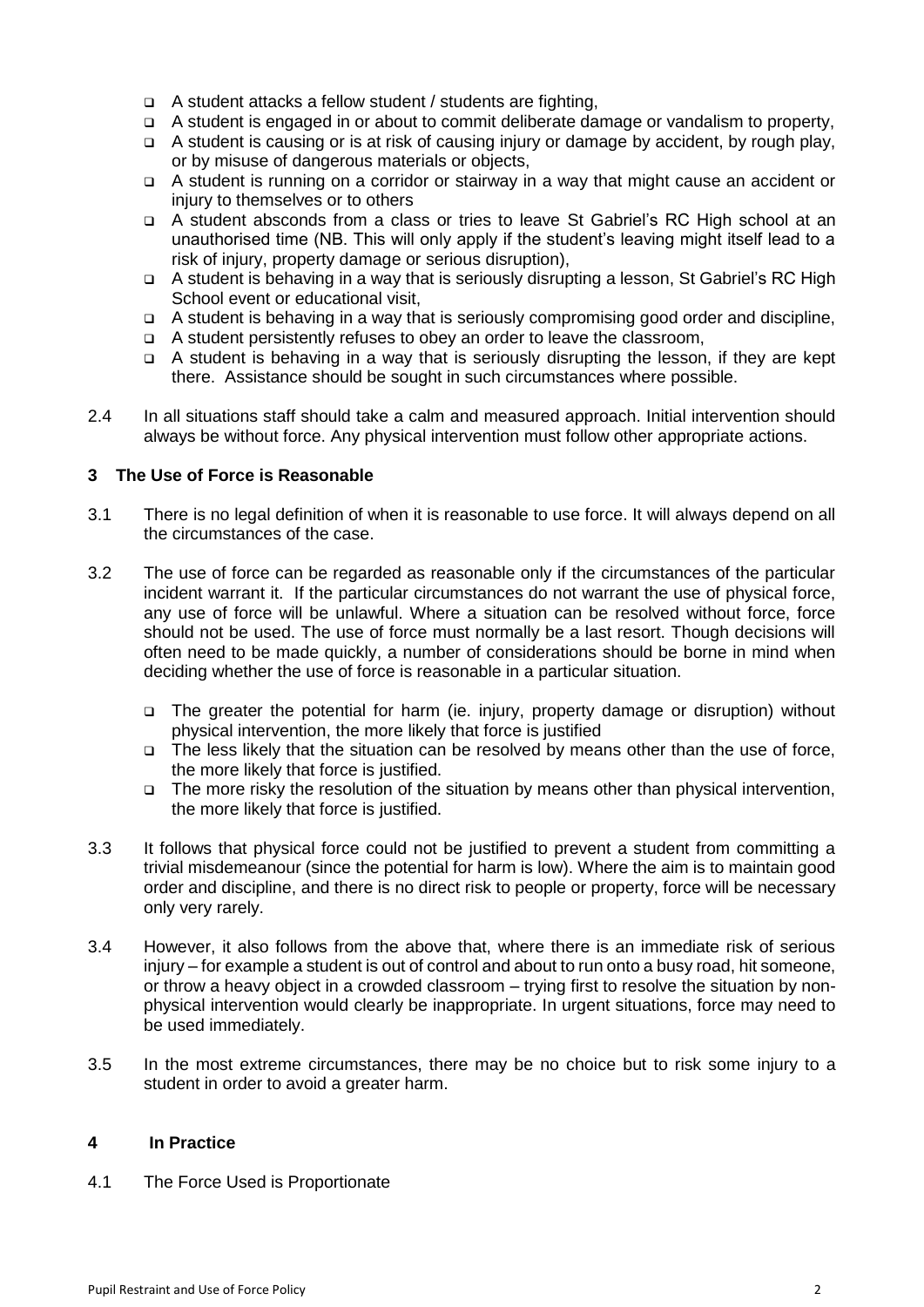- A student attacks a fellow student / students are fighting,
- A student is engaged in or about to commit deliberate damage or vandalism to property,
- A student is causing or is at risk of causing injury or damage by accident, by rough play, or by misuse of dangerous materials or objects,
- A student is running on a corridor or stairway in a way that might cause an accident or injury to themselves or to others
- A student absconds from a class or tries to leave St Gabriel's RC High school at an unauthorised time (NB. This will only apply if the student's leaving might itself lead to a risk of injury, property damage or serious disruption),
- A student is behaving in a way that is seriously disrupting a lesson, St Gabriel's RC High School event or educational visit,
- A student is behaving in a way that is seriously compromising good order and discipline,
- A student persistently refuses to obey an order to leave the classroom,
- A student is behaving in a way that is seriously disrupting the lesson, if they are kept there. Assistance should be sought in such circumstances where possible.

2.4 In all situations staff should take a calm and measured approach. Initial intervention should always be without force. Any physical intervention must follow other appropriate actions.

## 3 The Use of Force is Reasonable

3.1 There is no legal definition of when it is reasonable to use force. It will always depend on all the circumstances of the case.

3.2 The use of force can be regarded as reasonable only if the circumstances of the particular incident warrant it. If the particular circumstances do not warrant the use of physical force, any use of force will be unlawful. Where a situation can be resolved without force, force should not be used. The use of force must normally be a last resort. Though decisions will often need to be made quickly, a number of considerations should be borne in mind when deciding whether the use of force is reasonable in a particular situation.

- The greater the potential for harm (ie. injury, property damage or disruption) without physical intervention, the more likely that force is justified
- The less likely that the situation can be resolved by means other than the use of force, the more likely that force is justified.
- The more risky the resolution of the situation by means other than physical intervention, the more likely that force is justified.

3.3 It follows that physical force could not be justified to prevent a student from committing a trivial misdemeanour (since the potential for harm is low). Where the aim is to maintain good order and discipline, and there is no direct risk to people or property, force will be necessary only very rarely.

3.4 However, it also follows from the above that, where there is an immediate risk of serious injury – for example a student is out of control and about to run onto a busy road, hit someone, or throw a heavy object in a crowded classroom – trying first to resolve the situation by non-physical intervention would clearly be inappropriate. In urgent situations, force may need to be used immediately.

3.5 In the most extreme circumstances, there may be no choice but to risk some injury to a student in order to avoid a greater harm.

## 4 In Practice

4.1 The Force Used is Proportionate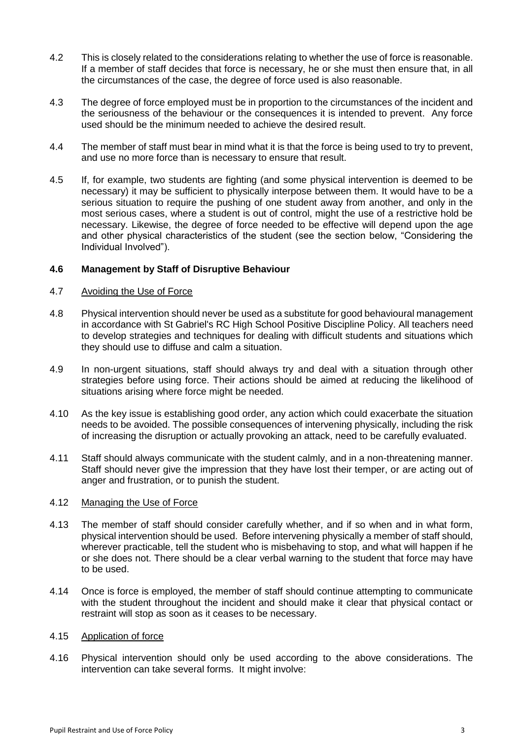4.2 This is closely related to the considerations relating to whether the use of force is reasonable. If a member of staff decides that force is necessary, he or she must then ensure that, in all the circumstances of the case, the degree of force used is also reasonable.

4.3 The degree of force employed must be in proportion to the circumstances of the incident and the seriousness of the behaviour or the consequences it is intended to prevent. Any force used should be the minimum needed to achieve the desired result.

4.4 The member of staff must bear in mind what it is that the force is being used to try to prevent, and use no more force than is necessary to ensure that result.

4.5 If, for example, two students are fighting (and some physical intervention is deemed to be necessary) it may be sufficient to physically interpose between them. It would have to be a serious situation to require the pushing of one student away from another, and only in the most serious cases, where a student is out of control, might the use of a restrictive hold be necessary. Likewise, the degree of force needed to be effective will depend upon the age and other physical characteristics of the student (see the section below, "Considering the Individual Involved").

**4.6 Management by Staff of Disruptive Behaviour**

4.7 <u>Avoiding the Use of Force</u>

4.8 Physical intervention should never be used as a substitute for good behavioural management in accordance with St Gabriel's RC High School Positive Discipline Policy. All teachers need to develop strategies and techniques for dealing with difficult students and situations which they should use to diffuse and calm a situation.

4.9 In non-urgent situations, staff should always try and deal with a situation through other strategies before using force. Their actions should be aimed at reducing the likelihood of situations arising where force might be needed.

4.10 As the key issue is establishing good order, any action which could exacerbate the situation needs to be avoided. The possible consequences of intervening physically, including the risk of increasing the disruption or actually provoking an attack, need to be carefully evaluated.

4.11 Staff should always communicate with the student calmly, and in a non-threatening manner. Staff should never give the impression that they have lost their temper, or are acting out of anger and frustration, or to punish the student.

4.12 <u>Managing the Use of Force</u>

4.13 The member of staff should consider carefully whether, and if so when and in what form, physical intervention should be used. Before intervening physically a member of staff should, wherever practicable, tell the student who is misbehaving to stop, and what will happen if he or she does not. There should be a clear verbal warning to the student that force may have to be used.

4.14 Once is force is employed, the member of staff should continue attempting to communicate with the student throughout the incident and should make it clear that physical contact or restraint will stop as soon as it ceases to be necessary.

4.15 <u>Application of force</u>

4.16 Physical intervention should only be used according to the above considerations. The intervention can take several forms. It might involve: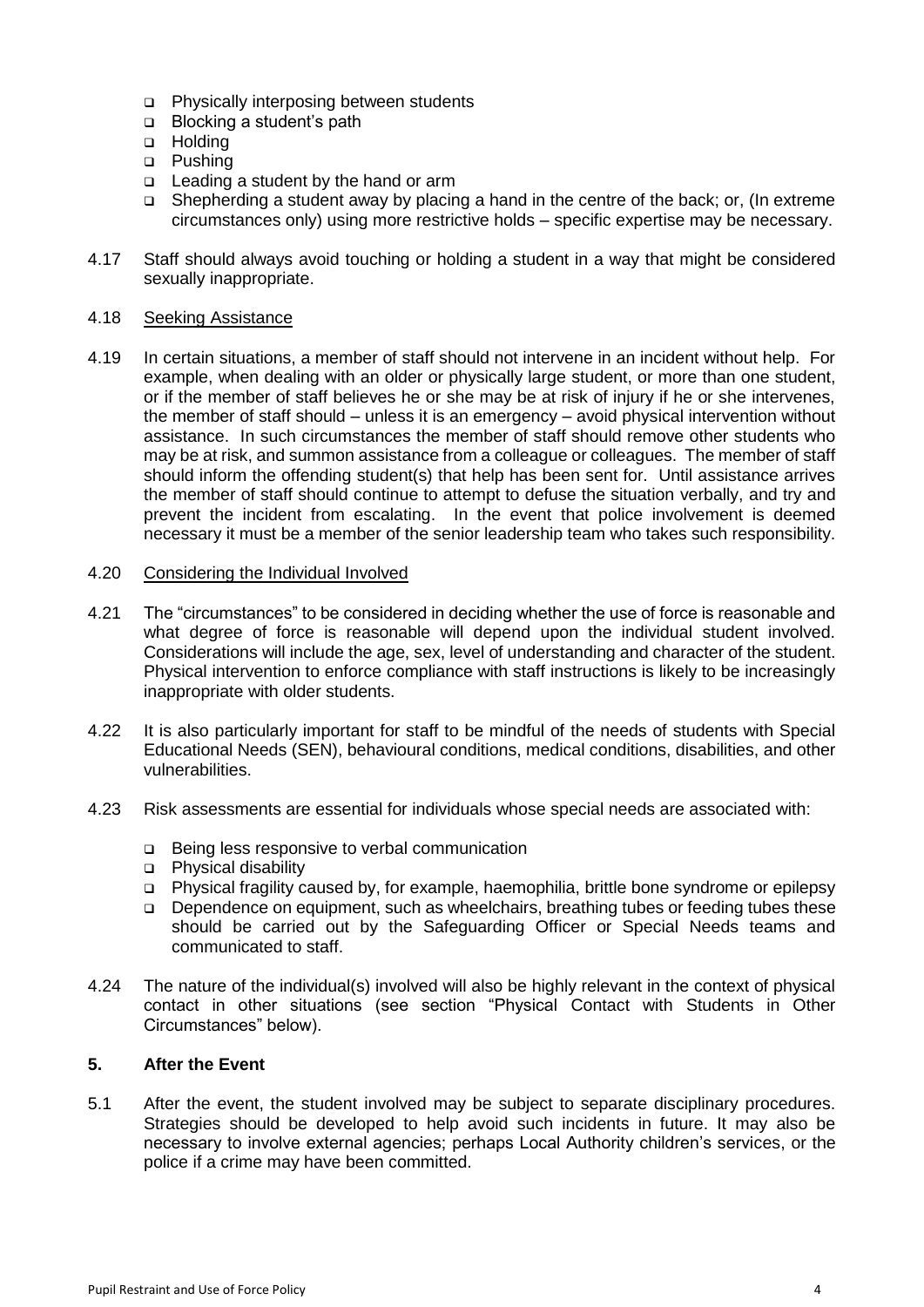- Physically interposing between students
- Blocking a student's path
- Holding
- Pushing
- Leading a student by the hand or arm
- Shepherding a student away by placing a hand in the centre of the back; or, (In extreme circumstances only) using more restrictive holds – specific expertise may be necessary.

4.17 Staff should always avoid touching or holding a student in a way that might be considered sexually inappropriate.

4.18 Seeking Assistance

4.19 In certain situations, a member of staff should not intervene in an incident without help. For example, when dealing with an older or physically large student, or more than one student, or if the member of staff believes he or she may be at risk of injury if he or she intervenes, the member of staff should – unless it is an emergency – avoid physical intervention without assistance. In such circumstances the member of staff should remove other students who may be at risk, and summon assistance from a colleague or colleagues. The member of staff should inform the offending student(s) that help has been sent for. Until assistance arrives the member of staff should continue to attempt to defuse the situation verbally, and try and prevent the incident from escalating. In the event that police involvement is deemed necessary it must be a member of the senior leadership team who takes such responsibility.

4.20 Considering the Individual Involved

4.21 The "circumstances" to be considered in deciding whether the use of force is reasonable and what degree of force is reasonable will depend upon the individual student involved. Considerations will include the age, sex, level of understanding and character of the student. Physical intervention to enforce compliance with staff instructions is likely to be increasingly inappropriate with older students.

4.22 It is also particularly important for staff to be mindful of the needs of students with Special Educational Needs (SEN), behavioural conditions, medical conditions, disabilities, and other vulnerabilities.

4.23 Risk assessments are essential for individuals whose special needs are associated with:

- Being less responsive to verbal communication
- Physical disability
- Physical fragility caused by, for example, haemophilia, brittle bone syndrome or epilepsy
- Dependence on equipment, such as wheelchairs, breathing tubes or feeding tubes these should be carried out by the Safeguarding Officer or Special Needs teams and communicated to staff.

4.24 The nature of the individual(s) involved will also be highly relevant in the context of physical contact in other situations (see section "Physical Contact with Students in Other Circumstances" below).

## 5. After the Event

5.1 After the event, the student involved may be subject to separate disciplinary procedures. Strategies should be developed to help avoid such incidents in future. It may also be necessary to involve external agencies; perhaps Local Authority children's services, or the police if a crime may have been committed.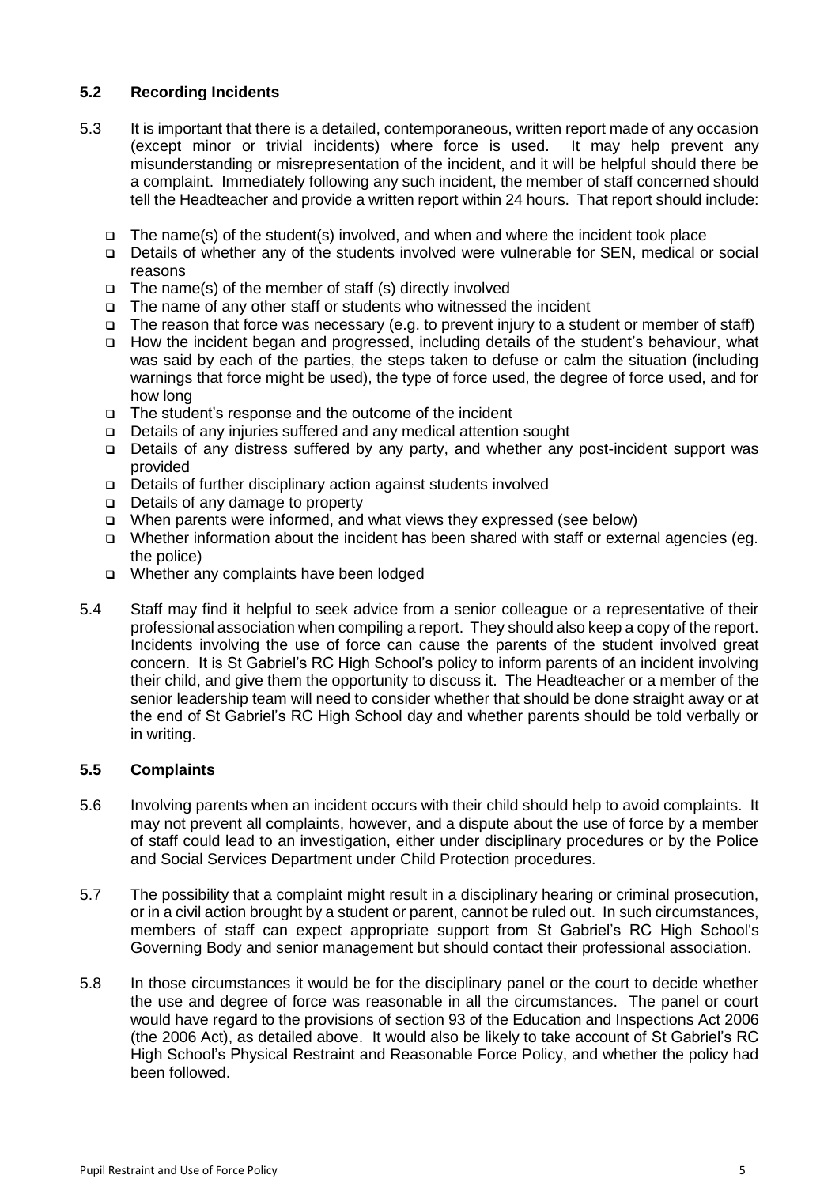### 5.2 Recording Incidents

5.3 It is important that there is a detailed, contemporaneous, written report made of any occasion (except minor or trivial incidents) where force is used. It may help prevent any misunderstanding or misrepresentation of the incident, and it will be helpful should there be a complaint. Immediately following any such incident, the member of staff concerned should tell the Headteacher and provide a written report within 24 hours. That report should include:

- The name(s) of the student(s) involved, and when and where the incident took place
- Details of whether any of the students involved were vulnerable for SEN, medical or social reasons
- The name(s) of the member of staff (s) directly involved
- The name of any other staff or students who witnessed the incident
- The reason that force was necessary (e.g. to prevent injury to a student or member of staff)
- How the incident began and progressed, including details of the student's behaviour, what was said by each of the parties, the steps taken to defuse or calm the situation (including warnings that force might be used), the type of force used, the degree of force used, and for how long
- The student's response and the outcome of the incident
- Details of any injuries suffered and any medical attention sought
- Details of any distress suffered by any party, and whether any post-incident support was provided
- Details of further disciplinary action against students involved
- Details of any damage to property
- When parents were informed, and what views they expressed (see below)
- Whether information about the incident has been shared with staff or external agencies (eg. the police)
- Whether any complaints have been lodged

5.4 Staff may find it helpful to seek advice from a senior colleague or a representative of their professional association when compiling a report. They should also keep a copy of the report. Incidents involving the use of force can cause the parents of the student involved great concern. It is St Gabriel's RC High School's policy to inform parents of an incident involving their child, and give them the opportunity to discuss it. The Headteacher or a member of the senior leadership team will need to consider whether that should be done straight away or at the end of St Gabriel's RC High School day and whether parents should be told verbally or in writing.

### 5.5 Complaints

5.6 Involving parents when an incident occurs with their child should help to avoid complaints. It may not prevent all complaints, however, and a dispute about the use of force by a member of staff could lead to an investigation, either under disciplinary procedures or by the Police and Social Services Department under Child Protection procedures.

5.7 The possibility that a complaint might result in a disciplinary hearing or criminal prosecution, or in a civil action brought by a student or parent, cannot be ruled out. In such circumstances, members of staff can expect appropriate support from St Gabriel's RC High School's Governing Body and senior management but should contact their professional association.

5.8 In those circumstances it would be for the disciplinary panel or the court to decide whether the use and degree of force was reasonable in all the circumstances. The panel or court would have regard to the provisions of section 93 of the Education and Inspections Act 2006 (the 2006 Act), as detailed above. It would also be likely to take account of St Gabriel's RC High School's Physical Restraint and Reasonable Force Policy, and whether the policy had been followed.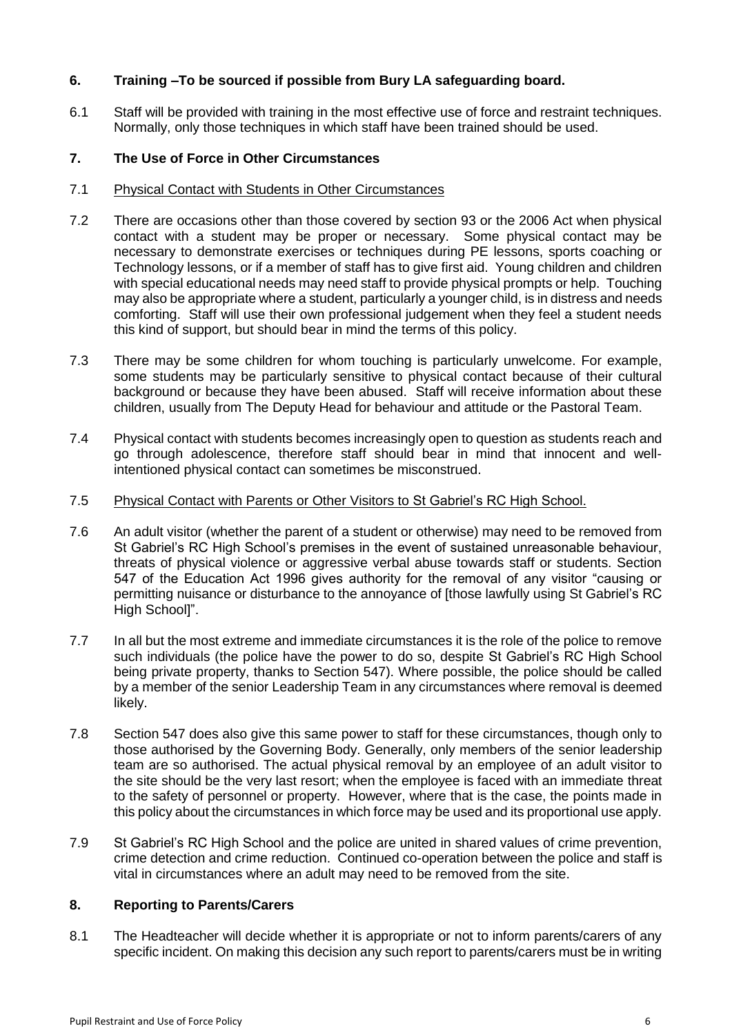## 6. Training –To be sourced if possible from Bury LA safeguarding board.

6.1 Staff will be provided with training in the most effective use of force and restraint techniques. Normally, only those techniques in which staff have been trained should be used.

## 7. The Use of Force in Other Circumstances

7.1 Physical Contact with Students in Other Circumstances

7.2 There are occasions other than those covered by section 93 or the 2006 Act when physical contact with a student may be proper or necessary. Some physical contact may be necessary to demonstrate exercises or techniques during PE lessons, sports coaching or Technology lessons, or if a member of staff has to give first aid. Young children and children with special educational needs may need staff to provide physical prompts or help. Touching may also be appropriate where a student, particularly a younger child, is in distress and needs comforting. Staff will use their own professional judgement when they feel a student needs this kind of support, but should bear in mind the terms of this policy.

7.3 There may be some children for whom touching is particularly unwelcome. For example, some students may be particularly sensitive to physical contact because of their cultural background or because they have been abused. Staff will receive information about these children, usually from The Deputy Head for behaviour and attitude or the Pastoral Team.

7.4 Physical contact with students becomes increasingly open to question as students reach and go through adolescence, therefore staff should bear in mind that innocent and well-intentioned physical contact can sometimes be misconstrued.

7.5 Physical Contact with Parents or Other Visitors to St Gabriel's RC High School.

7.6 An adult visitor (whether the parent of a student or otherwise) may need to be removed from St Gabriel's RC High School's premises in the event of sustained unreasonable behaviour, threats of physical violence or aggressive verbal abuse towards staff or students. Section 547 of the Education Act 1996 gives authority for the removal of any visitor "causing or permitting nuisance or disturbance to the annoyance of [those lawfully using St Gabriel's RC High School]".

7.7 In all but the most extreme and immediate circumstances it is the role of the police to remove such individuals (the police have the power to do so, despite St Gabriel's RC High School being private property, thanks to Section 547). Where possible, the police should be called by a member of the senior Leadership Team in any circumstances where removal is deemed likely.

7.8 Section 547 does also give this same power to staff for these circumstances, though only to those authorised by the Governing Body. Generally, only members of the senior leadership team are so authorised. The actual physical removal by an employee of an adult visitor to the site should be the very last resort; when the employee is faced with an immediate threat to the safety of personnel or property. However, where that is the case, the points made in this policy about the circumstances in which force may be used and its proportional use apply.

7.9 St Gabriel's RC High School and the police are united in shared values of crime prevention, crime detection and crime reduction. Continued co-operation between the police and staff is vital in circumstances where an adult may need to be removed from the site.

## 8. Reporting to Parents/Carers

8.1 The Headteacher will decide whether it is appropriate or not to inform parents/carers of any specific incident. On making this decision any such report to parents/carers must be in writing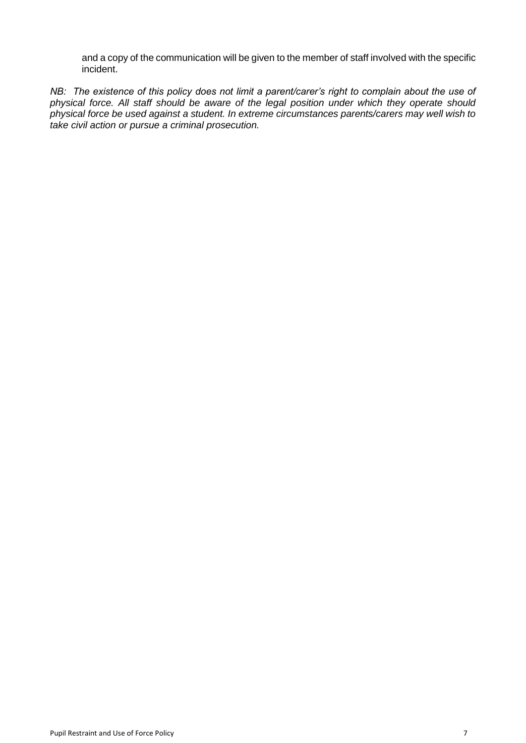and a copy of the communication will be given to the member of staff involved with the specific incident.

*NB: The existence of this policy does not limit a parent/carer's right to complain about the use of physical force. All staff should be aware of the legal position under which they operate should physical force be used against a student. In extreme circumstances parents/carers may well wish to take civil action or pursue a criminal prosecution.*